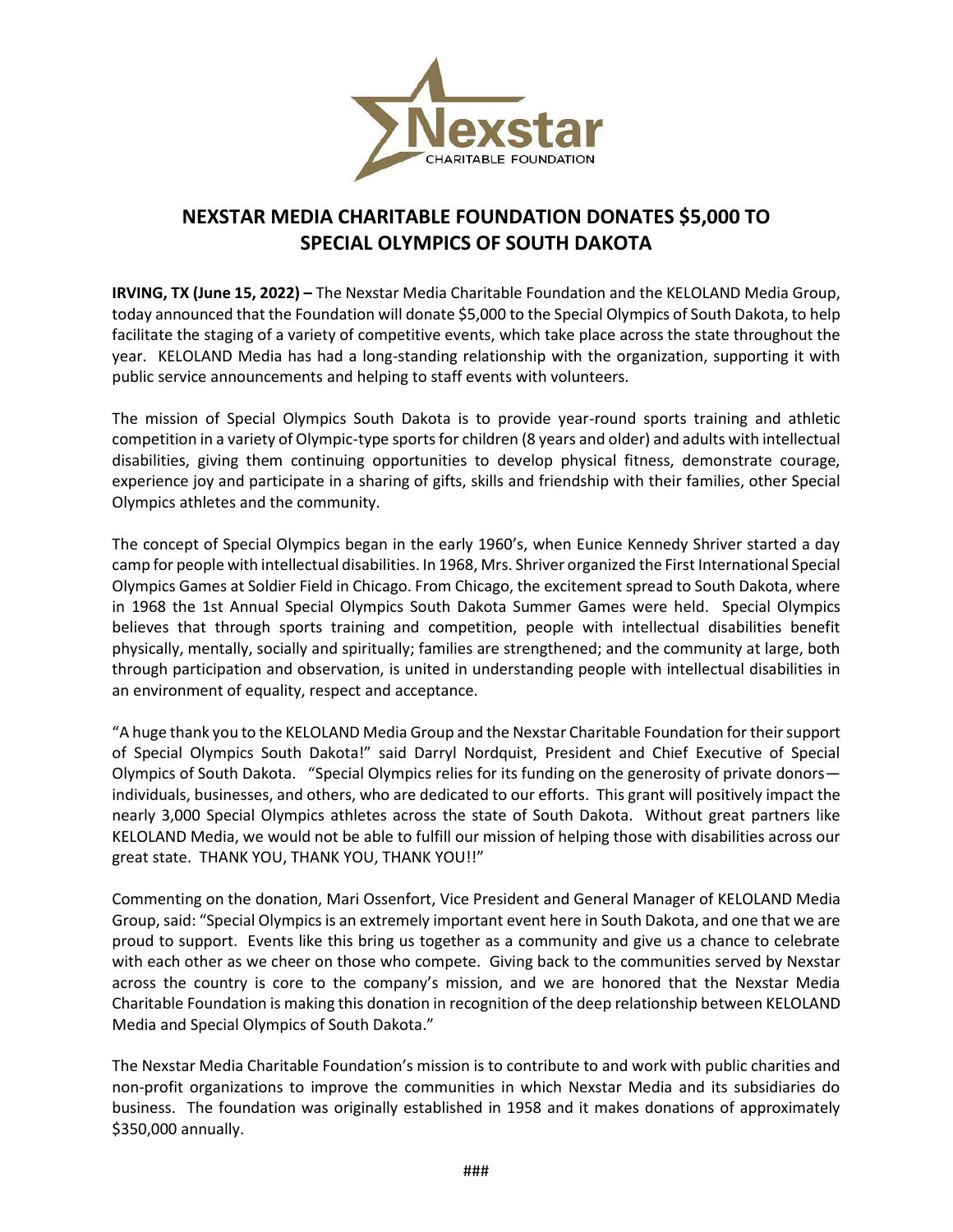# NEXSTAR MEDIA CHARITABLE FOUNDATION DONATES $5,000 TO SPECIAL OLYMPICS OF SOUTH DAKOTA

**IRVING, TX (June 15, 2022) –** The Nexstar Media Charitable Foundation and the KELOLAND Media Group, today announced that the Foundation will donate $5,000 to the Special Olympics of South Dakota, to help facilitate the staging of a variety of competitive events, which take place across the state throughout the year. KELOLAND Media has had a long-standing relationship with the organization, supporting it with public service announcements and helping to staff events with volunteers.

The mission of Special Olympics South Dakota is to provide year-round sports training and athletic competition in a variety of Olympic-type sports for children (8 years and older) and adults with intellectual disabilities, giving them continuing opportunities to develop physical fitness, demonstrate courage, experience joy and participate in a sharing of gifts, skills and friendship with their families, other Special Olympics athletes and the community.

The concept of Special Olympics began in the early 1960's, when Eunice Kennedy Shriver started a day camp for people with intellectual disabilities. In 1968, Mrs. Shriver organized the First International Special Olympics Games at Soldier Field in Chicago. From Chicago, the excitement spread to South Dakota, where in 1968 the 1st Annual Special Olympics South Dakota Summer Games were held. Special Olympics believes that through sports training and competition, people with intellectual disabilities benefit physically, mentally, socially and spiritually; families are strengthened; and the community at large, both through participation and observation, is united in understanding people with intellectual disabilities in an environment of equality, respect and acceptance.

"A huge thank you to the KELOLAND Media Group and the Nexstar Charitable Foundation for their support of Special Olympics South Dakota!" said Darryl Nordquist, President and Chief Executive of Special Olympics of South Dakota. "Special Olympics relies for its funding on the generosity of private donors—individuals, businesses, and others, who are dedicated to our efforts. This grant will positively impact the nearly 3,000 Special Olympics athletes across the state of South Dakota. Without great partners like KELOLAND Media, we would not be able to fulfill our mission of helping those with disabilities across our great state. THANK YOU, THANK YOU, THANK YOU!!"

Commenting on the donation, Mari Ossenfort, Vice President and General Manager of KELOLAND Media Group, said: "Special Olympics is an extremely important event here in South Dakota, and one that we are proud to support. Events like this bring us together as a community and give us a chance to celebrate with each other as we cheer on those who compete. Giving back to the communities served by Nexstar across the country is core to the company's mission, and we are honored that the Nexstar Media Charitable Foundation is making this donation in recognition of the deep relationship between KELOLAND Media and Special Olympics of South Dakota."

The Nexstar Media Charitable Foundation's mission is to contribute to and work with public charities and non-profit organizations to improve the communities in which Nexstar Media and its subsidiaries do business. The foundation was originally established in 1958 and it makes donations of approximately $350,000 annually.

###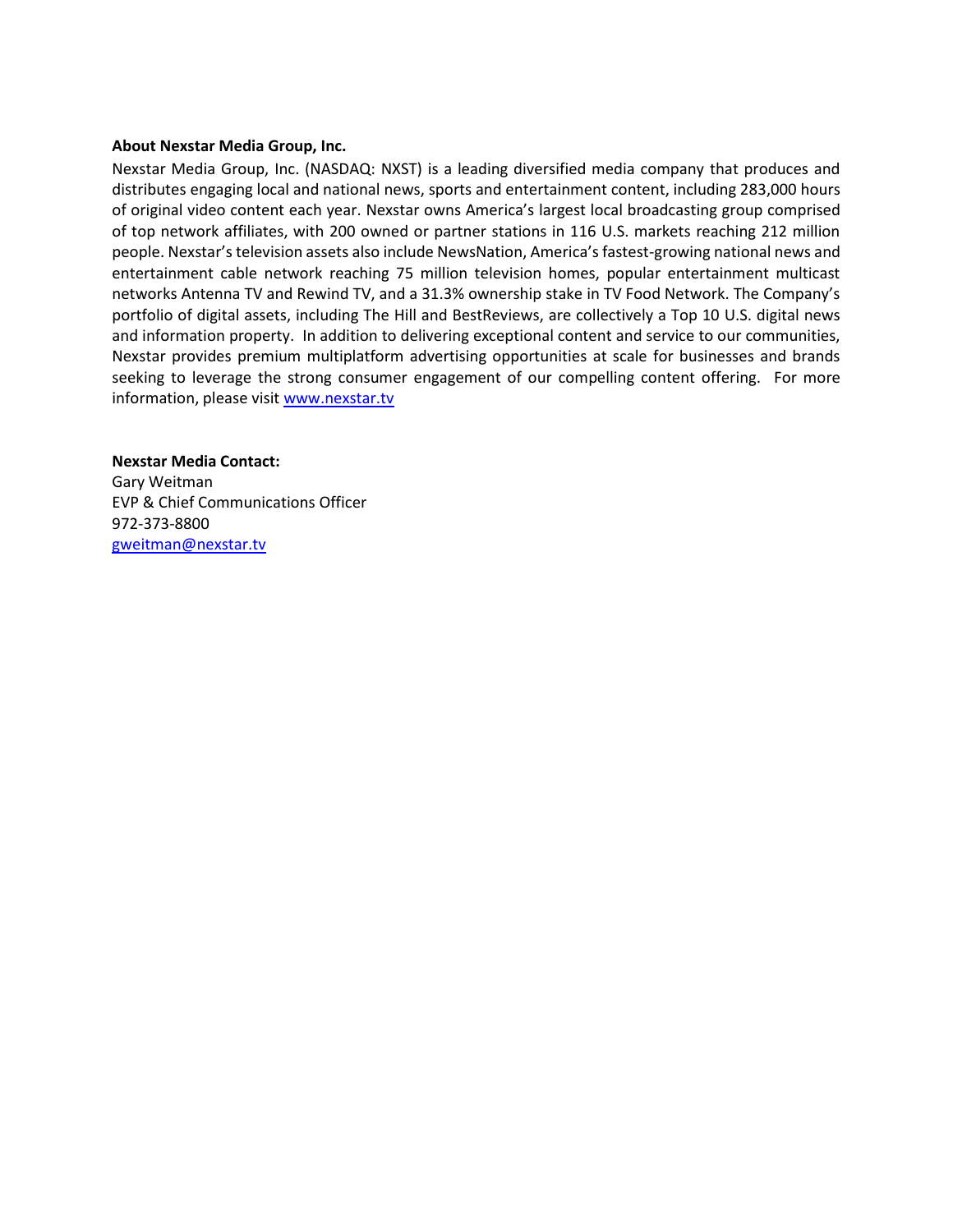**About Nexstar Media Group, Inc.**

Nexstar Media Group, Inc. (NASDAQ: NXST) is a leading diversified media company that produces and distributes engaging local and national news, sports and entertainment content, including 283,000 hours of original video content each year. Nexstar owns America's largest local broadcasting group comprised of top network affiliates, with 200 owned or partner stations in 116 U.S. markets reaching 212 million people. Nexstar's television assets also include NewsNation, America's fastest-growing national news and entertainment cable network reaching 75 million television homes, popular entertainment multicast networks Antenna TV and Rewind TV, and a 31.3% ownership stake in TV Food Network. The Company's portfolio of digital assets, including The Hill and BestReviews, are collectively a Top 10 U.S. digital news and information property. In addition to delivering exceptional content and service to our communities, Nexstar provides premium multiplatform advertising opportunities at scale for businesses and brands seeking to leverage the strong consumer engagement of our compelling content offering. For more information, please visit [www.nexstar.tv](http://www.nexstar.tv)

**Nexstar Media Contact:**
Gary Weitman
EVP & Chief Communications Officer
972-373-8800
[gweitman@nexstar.tv](mailto:gweitman@nexstar.tv)